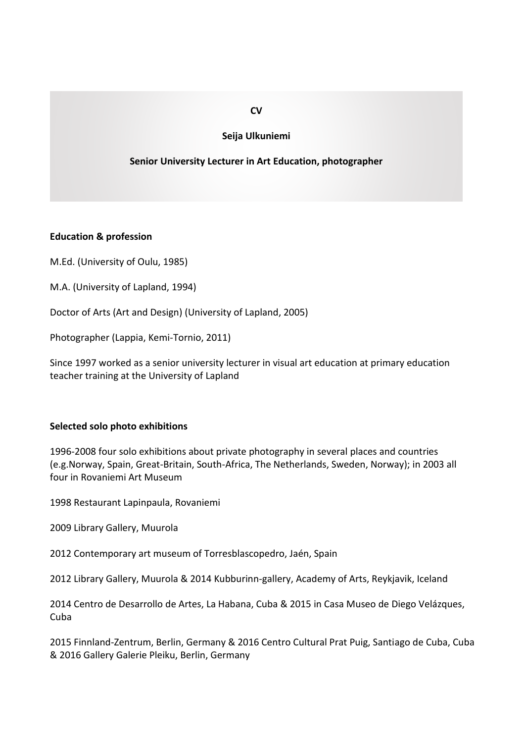**CV**

**Seija Ulkuniemi**

**Senior University Lecturer in Art Education, photographer**

## Education & profession

M.Ed. (University of Oulu, 1985)

M.A. (University of Lapland, 1994)

Doctor of Arts (Art and Design) (University of Lapland, 2005)

Photographer (Lappia, Kemi-Tornio, 2011)

Since 1997 worked as a senior university lecturer in visual art education at primary education teacher training at the University of Lapland

## Selected solo photo exhibitions

1996-2008 four solo exhibitions about private photography in several places and countries (e.g.Norway, Spain, Great-Britain, South-Africa, The Netherlands, Sweden, Norway); in 2003 all four in Rovaniemi Art Museum

1998 Restaurant Lapinpaula, Rovaniemi

2009 Library Gallery, Muurola

2012 Contemporary art museum of Torresblascopedro, Jaén, Spain

2012 Library Gallery, Muurola & 2014 Kubburinn-gallery, Academy of Arts, Reykjavik, Iceland

2014 Centro de Desarrollo de Artes, La Habana, Cuba & 2015 in Casa Museo de Diego Velázques, Cuba

2015 Finnland-Zentrum, Berlin, Germany & 2016 Centro Cultural Prat Puig, Santiago de Cuba, Cuba & 2016 Gallery Galerie Pleiku, Berlin, Germany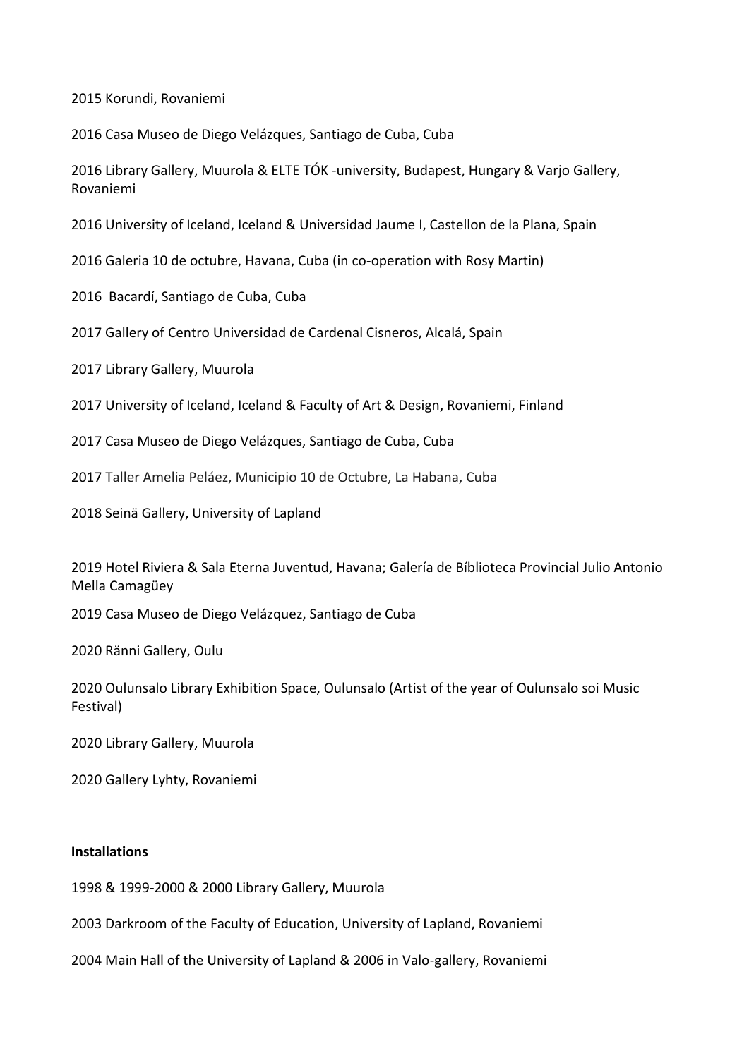2015 Korundi, Rovaniemi

2016 Casa Museo de Diego Velázques, Santiago de Cuba, Cuba

2016 Library Gallery, Muurola & ELTE TÓK -university, Budapest, Hungary & Varjo Gallery, Rovaniemi

2016 University of Iceland, Iceland & Universidad Jaume I, Castellon de la Plana, Spain

2016 Galeria 10 de octubre, Havana, Cuba (in co-operation with Rosy Martin)

2016 Bacardí, Santiago de Cuba, Cuba

2017 Gallery of Centro Universidad de Cardenal Cisneros, Alcalá, Spain

2017 Library Gallery, Muurola

2017 University of Iceland, Iceland & Faculty of Art & Design, Rovaniemi, Finland

2017 Casa Museo de Diego Velázques, Santiago de Cuba, Cuba

2017 Taller Amelia Peláez, Municipio 10 de Octubre, La Habana, Cuba

2018 Seinä Gallery, University of Lapland

2019 Hotel Riviera & Sala Eterna Juventud, Havana; Galería de Bíblioteca Provincial Julio Antonio Mella Camagüey

2019 Casa Museo de Diego Velázquez, Santiago de Cuba

2020 Ränni Gallery, Oulu

2020 Oulunsalo Library Exhibition Space, Oulunsalo (Artist of the year of Oulunsalo soi Music Festival)

2020 Library Gallery, Muurola

2020 Gallery Lyhty, Rovaniemi

**Installations**

1998 & 1999-2000 & 2000 Library Gallery, Muurola

2003 Darkroom of the Faculty of Education, University of Lapland, Rovaniemi

2004 Main Hall of the University of Lapland & 2006 in Valo-gallery, Rovaniemi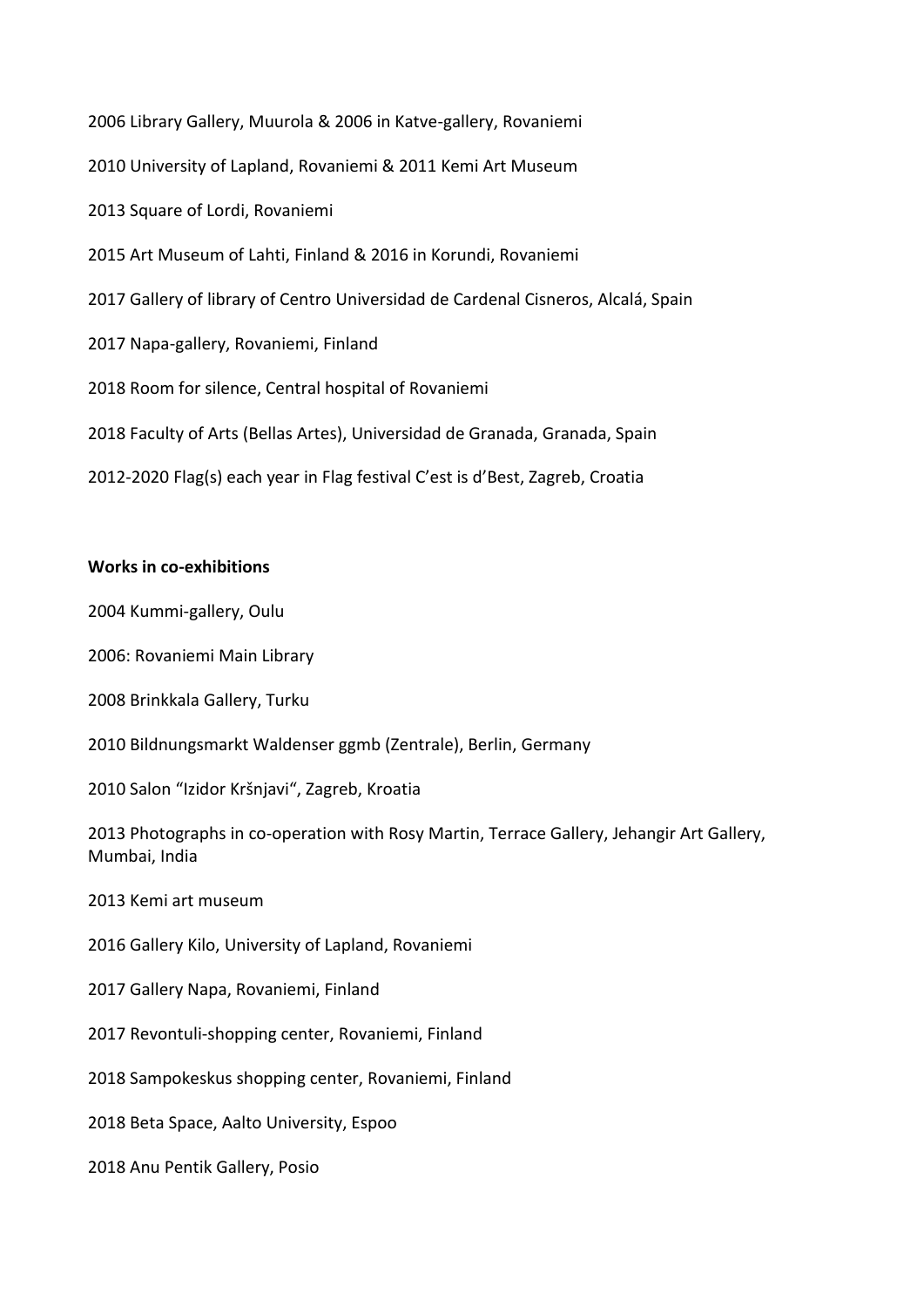2006 Library Gallery, Muurola & 2006 in Katve-gallery, Rovaniemi

2010 University of Lapland, Rovaniemi & 2011 Kemi Art Museum

2013 Square of Lordi, Rovaniemi

2015 Art Museum of Lahti, Finland & 2016 in Korundi, Rovaniemi

2017 Gallery of library of Centro Universidad de Cardenal Cisneros, Alcalá, Spain

2017 Napa-gallery, Rovaniemi, Finland

2018 Room for silence, Central hospital of Rovaniemi

2018 Faculty of Arts (Bellas Artes), Universidad de Granada, Granada, Spain

2012-2020 Flag(s) each year in Flag festival C'est is d'Best, Zagreb, Croatia

**Works in co-exhibitions**

2004 Kummi-gallery, Oulu

2006: Rovaniemi Main Library

2008 Brinkkala Gallery, Turku

2010 Bildnungsmarkt Waldenser ggmb (Zentrale), Berlin, Germany

2010 Salon "Izidor Kršnjavi", Zagreb, Kroatia

2013 Photographs in co-operation with Rosy Martin, Terrace Gallery, Jehangir Art Gallery, Mumbai, India

2013 Kemi art museum

2016 Gallery Kilo, University of Lapland, Rovaniemi

2017 Gallery Napa, Rovaniemi, Finland

2017 Revontuli-shopping center, Rovaniemi, Finland

2018 Sampokeskus shopping center, Rovaniemi, Finland

2018 Beta Space, Aalto University, Espoo

2018 Anu Pentik Gallery, Posio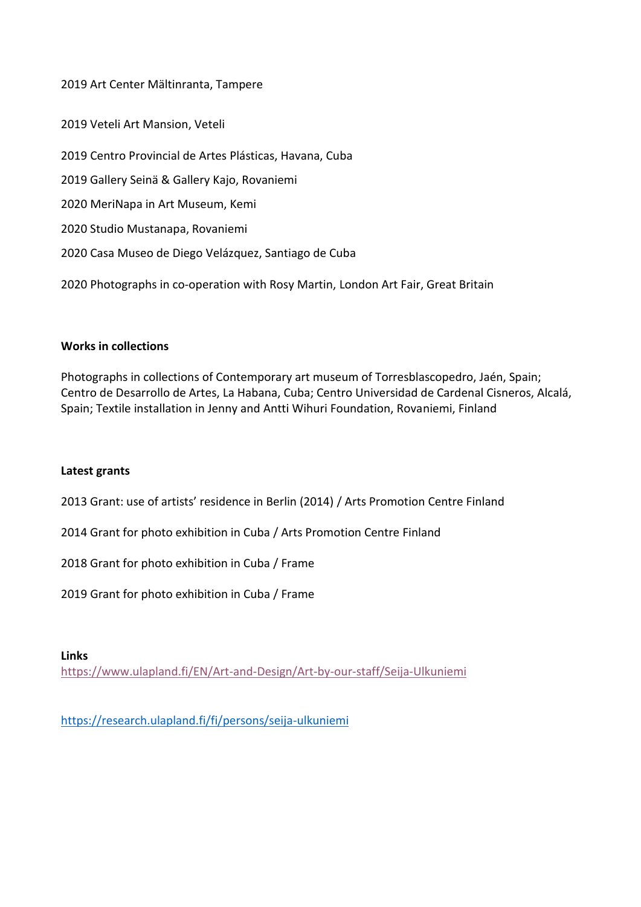2019 Art Center Mältinranta, Tampere

2019 Veteli Art Mansion, Veteli

2019 Centro Provincial de Artes Plásticas, Havana, Cuba

2019 Gallery Seinä & Gallery Kajo, Rovaniemi

2020 MeriNapa in Art Museum, Kemi

2020 Studio Mustanapa, Rovaniemi

2020 Casa Museo de Diego Velázquez, Santiago de Cuba

2020 Photographs in co-operation with Rosy Martin, London Art Fair, Great Britain

**Works in collections**

Photographs in collections of Contemporary art museum of Torresblascopedro, Jaén, Spain; Centro de Desarrollo de Artes, La Habana, Cuba; Centro Universidad de Cardenal Cisneros, Alcalá, Spain; Textile installation in Jenny and Antti Wihuri Foundation, Rovaniemi, Finland

**Latest grants**

2013 Grant: use of artists' residence in Berlin (2014) / Arts Promotion Centre Finland

2014 Grant for photo exhibition in Cuba / Arts Promotion Centre Finland

2018 Grant for photo exhibition in Cuba / Frame

2019 Grant for photo exhibition in Cuba / Frame

**Links**

https://www.ulapland.fi/EN/Art-and-Design/Art-by-our-staff/Seija-Ulkuniemi

https://research.ulapland.fi/fi/persons/seija-ulkuniemi